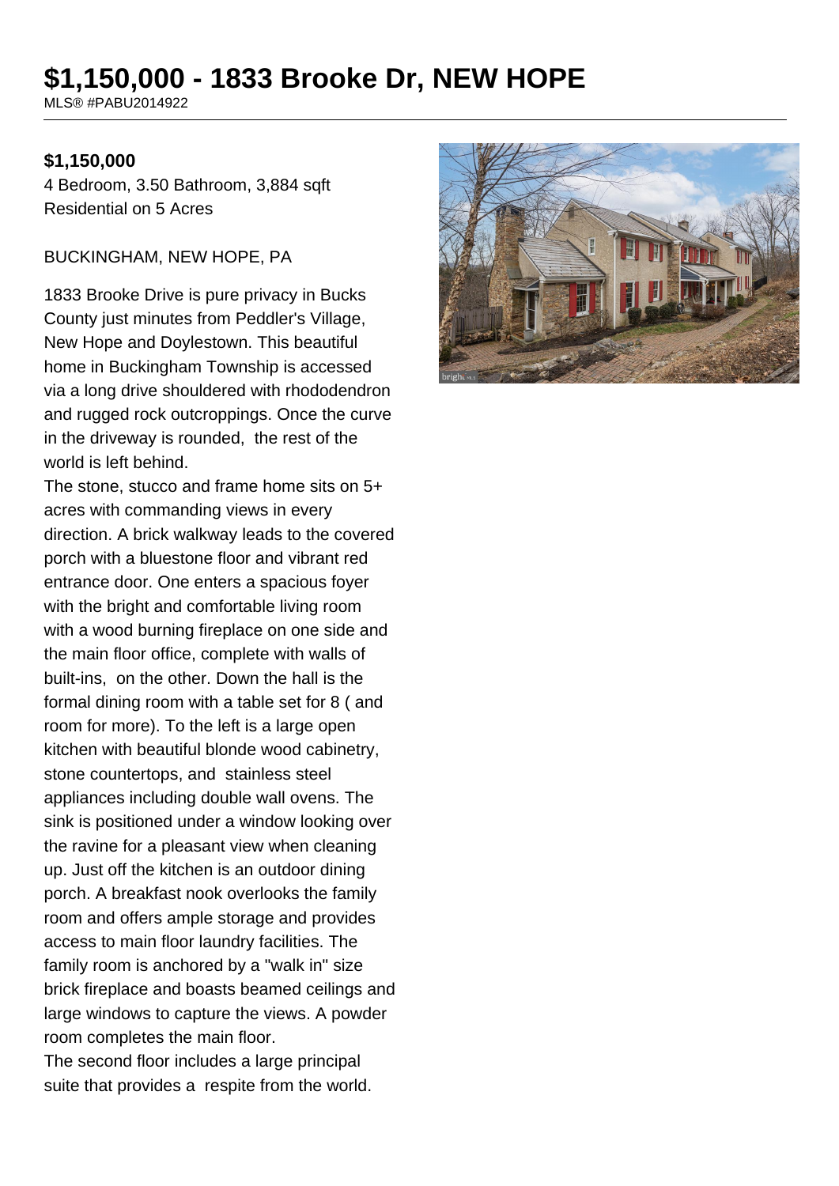# $1,150,000 - 1833 Brooke Dr, NEW HOPE

MLS® #PABU2014922

**$1,150,000**

4 Bedroom, 3.50 Bathroom, 3,884 sqft

Residential on 5 Acres

BUCKINGHAM, NEW HOPE, PA

1833 Brooke Drive is pure privacy in Bucks County just minutes from Peddler's Village, New Hope and Doylestown. This beautiful home in Buckingham Township is accessed via a long drive shouldered with rhododendron and rugged rock outcroppings. Once the curve in the driveway is rounded, the rest of the world is left behind.

The stone, stucco and frame home sits on 5+ acres with commanding views in every direction. A brick walkway leads to the covered porch with a bluestone floor and vibrant red entrance door. One enters a spacious foyer with the bright and comfortable living room with a wood burning fireplace on one side and the main floor office, complete with walls of built-ins, on the other. Down the hall is the formal dining room with a table set for 8 ( and room for more). To the left is a large open kitchen with beautiful blonde wood cabinetry, stone countertops, and stainless steel appliances including double wall ovens. The sink is positioned under a window looking over the ravine for a pleasant view when cleaning up. Just off the kitchen is an outdoor dining porch. A breakfast nook overlooks the family room and offers ample storage and provides access to main floor laundry facilities. The family room is anchored by a "walk in" size brick fireplace and boasts beamed ceilings and large windows to capture the views. A powder room completes the main floor.

The second floor includes a large principal suite that provides a respite from the world.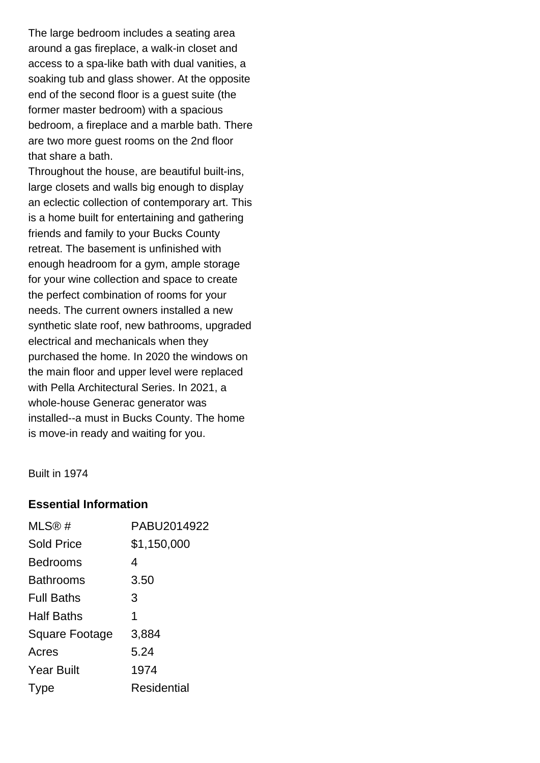The large bedroom includes a seating area around a gas fireplace, a walk-in closet and access to a spa-like bath with dual vanities, a soaking tub and glass shower. At the opposite end of the second floor is a guest suite (the former master bedroom) with a spacious bedroom, a fireplace and a marble bath. There are two more guest rooms on the 2nd floor that share a bath.

Throughout the house, are beautiful built-ins, large closets and walls big enough to display an eclectic collection of contemporary art. This is a home built for entertaining and gathering friends and family to your Bucks County retreat. The basement is unfinished with enough headroom for a gym, ample storage for your wine collection and space to create the perfect combination of rooms for your needs. The current owners installed a new synthetic slate roof, new bathrooms, upgraded electrical and mechanicals when they purchased the home. In 2020 the windows on the main floor and upper level were replaced with Pella Architectural Series. In 2021, a whole-house Generac generator was installed--a must in Bucks County. The home is move-in ready and waiting for you.

Built in 1974

### Essential Information

| | |
|---|---|
| MLS® # | PABU2014922 |
| Sold Price | $1,150,000 |
| Bedrooms | 4 |
| Bathrooms | 3.50 |
| Full Baths | 3 |
| Half Baths | 1 |
| Square Footage | 3,884 |
| Acres | 5.24 |
| Year Built | 1974 |
| Type | Residential |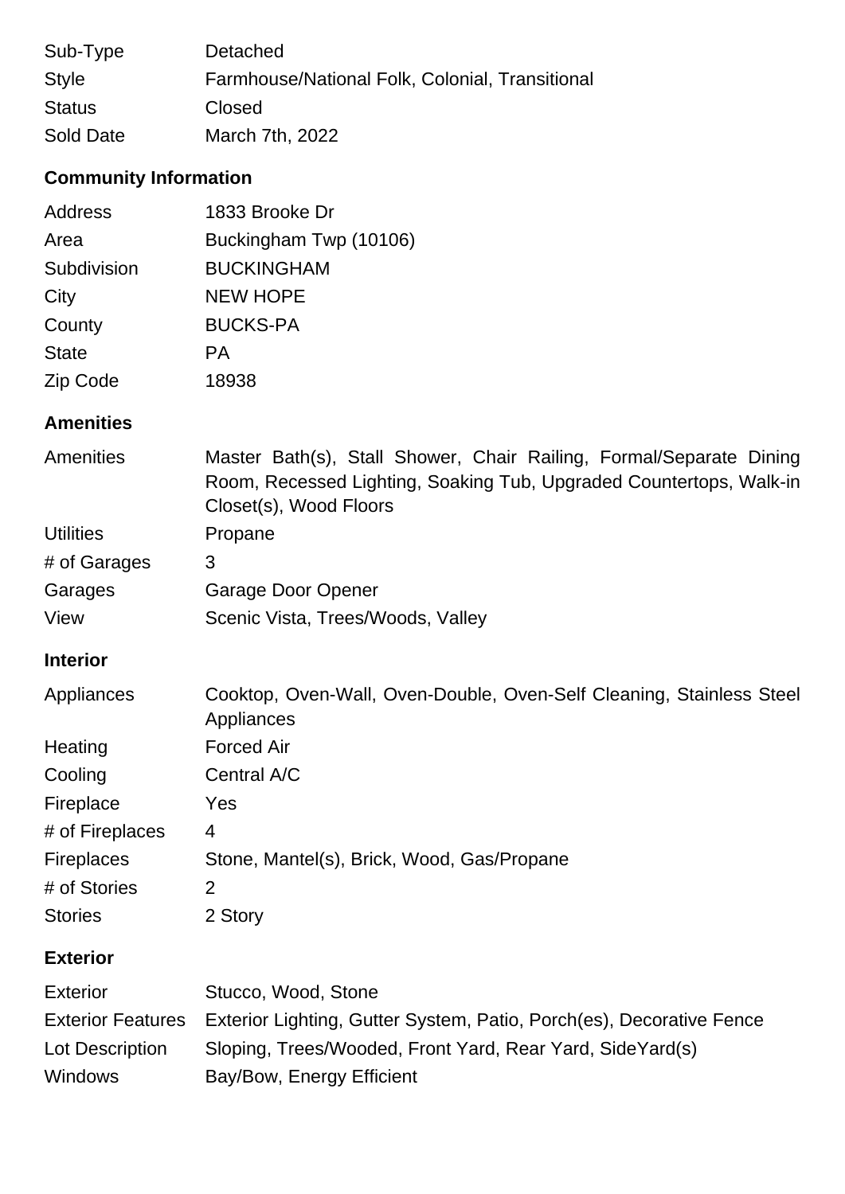| | |
|---|---|
| Sub-Type | Detached |
| Style | Farmhouse/National Folk, Colonial, Transitional |
| Status | Closed |
| Sold Date | March 7th, 2022 |

## Community Information

| | |
|---|---|
| Address | 1833 Brooke Dr |
| Area | Buckingham Twp (10106) |
| Subdivision | BUCKINGHAM |
| City | NEW HOPE |
| County | BUCKS-PA |
| State | PA |
| Zip Code | 18938 |

## Amenities

| | |
|---|---|
| Amenities | Master Bath(s), Stall Shower, Chair Railing, Formal/Separate Dining Room, Recessed Lighting, Soaking Tub, Upgraded Countertops, Walk-in Closet(s), Wood Floors |
| Utilities | Propane |
| # of Garages | 3 |
| Garages | Garage Door Opener |
| View | Scenic Vista, Trees/Woods, Valley |

## Interior

| | |
|---|---|
| Appliances | Cooktop, Oven-Wall, Oven-Double, Oven-Self Cleaning, Stainless Steel Appliances |
| Heating | Forced Air |
| Cooling | Central A/C |
| Fireplace | Yes |
| # of Fireplaces | 4 |
| Fireplaces | Stone, Mantel(s), Brick, Wood, Gas/Propane |
| # of Stories | 2 |
| Stories | 2 Story |

## Exterior

| | |
|---|---|
| Exterior | Stucco, Wood, Stone |
| Exterior Features | Exterior Lighting, Gutter System, Patio, Porch(es), Decorative Fence |
| Lot Description | Sloping, Trees/Wooded, Front Yard, Rear Yard, SideYard(s) |
| Windows | Bay/Bow, Energy Efficient |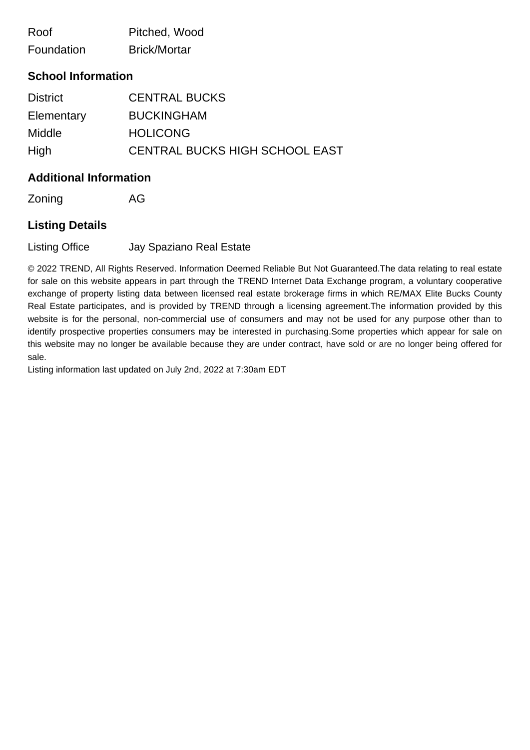| | |
|---|---|
| Roof | Pitched, Wood |
| Foundation | Brick/Mortar |

### School Information

| | |
|---|---|
| District | CENTRAL BUCKS |
| Elementary | BUCKINGHAM |
| Middle | HOLICONG |
| High | CENTRAL BUCKS HIGH SCHOOL EAST |

### Additional Information

| | |
|---|---|
| Zoning | AG |

### Listing Details

| | |
|---|---|
| Listing Office | Jay Spaziano Real Estate |

© 2022 TREND, All Rights Reserved. Information Deemed Reliable But Not Guaranteed.The data relating to real estate for sale on this website appears in part through the TREND Internet Data Exchange program, a voluntary cooperative exchange of property listing data between licensed real estate brokerage firms in which RE/MAX Elite Bucks County Real Estate participates, and is provided by TREND through a licensing agreement.The information provided by this website is for the personal, non-commercial use of consumers and may not be used for any purpose other than to identify prospective properties consumers may be interested in purchasing.Some properties which appear for sale on this website may no longer be available because they are under contract, have sold or are no longer being offered for sale.

Listing information last updated on July 2nd, 2022 at 7:30am EDT